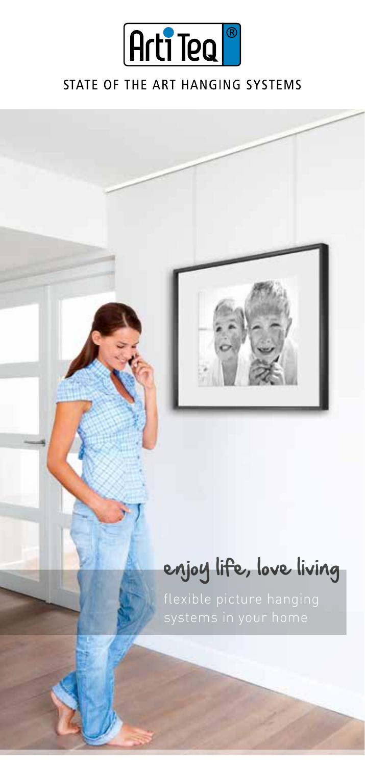# Arti Teq®

STATE OF THE ART HANGING SYSTEMS

## enjoy life, love living

flexible picture hanging systems in your home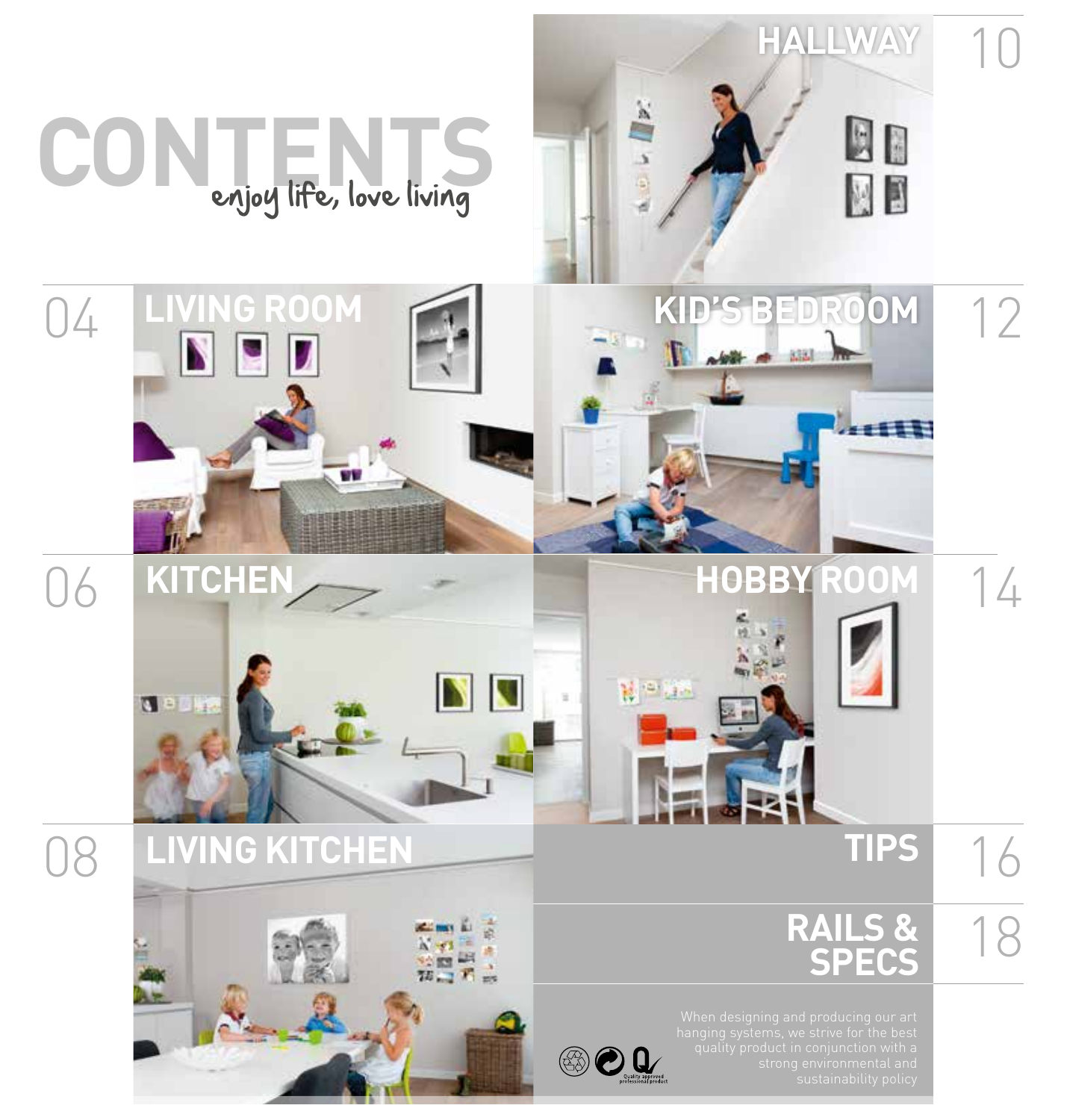# CONTENTS

*enjoy life, love living*

| | |
|---|---|
| 04 | LIVING ROOM |
| 06 | KITCHEN |
| 08 | LIVING KITCHEN |
| 10 | HALLWAY |
| 12 | KID'S BEDROOM |
| 14 | HOBBY ROOM |
| 16 | TIPS |
| 18 | RAILS & SPECS |

When designing and producing our art hanging systems, we strive for the best quality product in conjunction with a strong environmental and sustainability policy

Quality approved professional product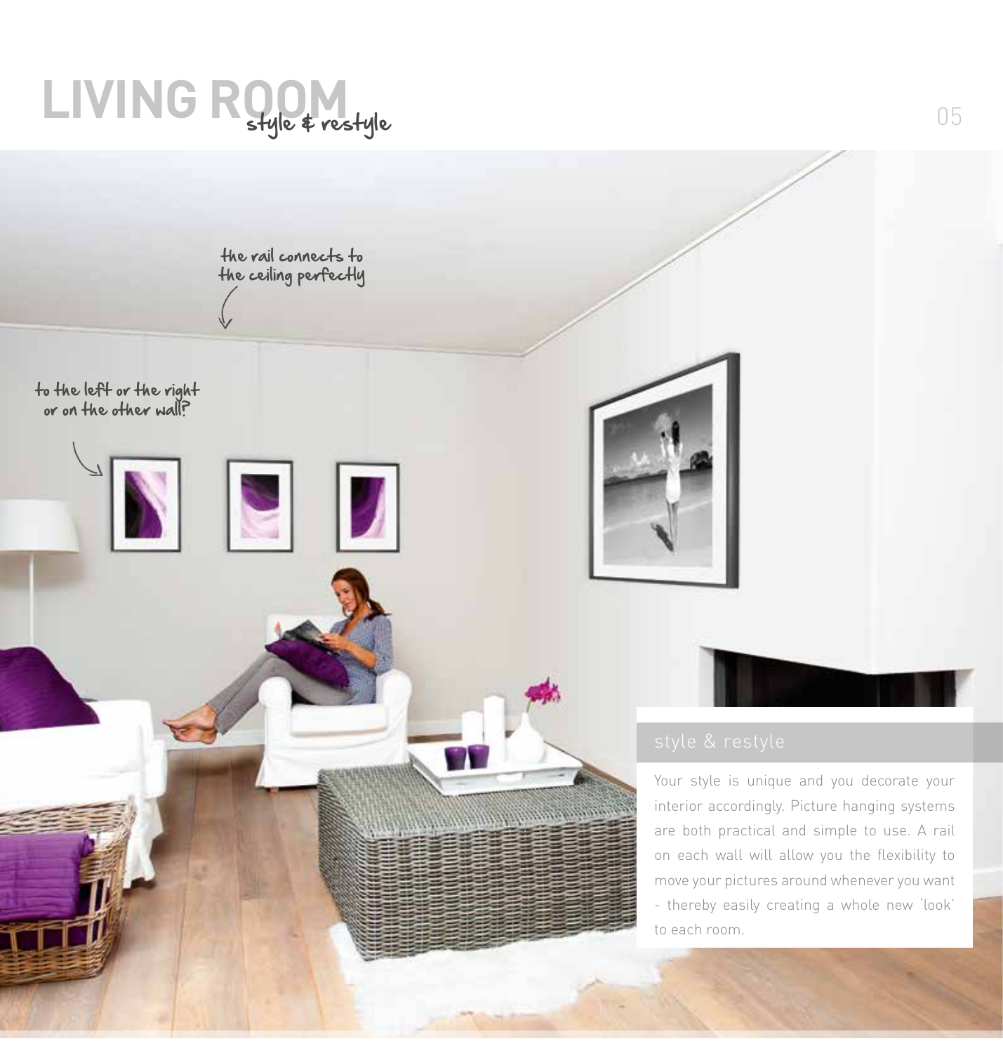# LIVING ROOM

style & restyle

the rail connects to the ceiling perfectly

to the left or the right or on the other wall?

## style & restyle

Your style is unique and you decorate your interior accordingly. Picture hanging systems are both practical and simple to use. A rail on each wall will allow you the flexibility to move your pictures around whenever you want - thereby easily creating a whole new 'look' to each room.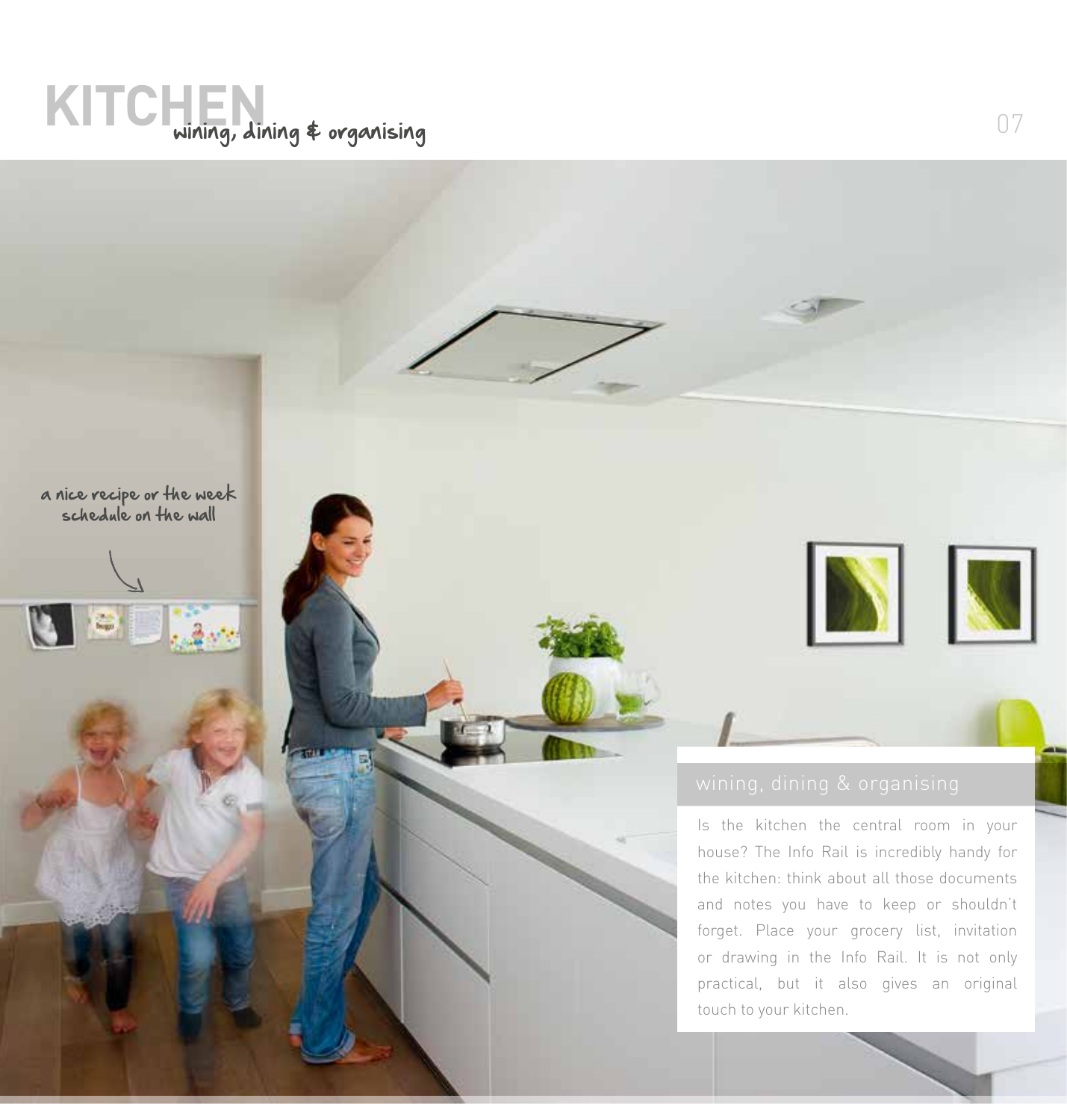# KITCHEN wining, dining & organising

a nice recipe or the week schedule on the wall

## wining, dining & organising

Is the kitchen the central room in your house? The Info Rail is incredibly handy for the kitchen: think about all those documents and notes you have to keep or shouldn't forget. Place your grocery list, invitation or drawing in the Info Rail. It is not only practical, but it also gives an original touch to your kitchen.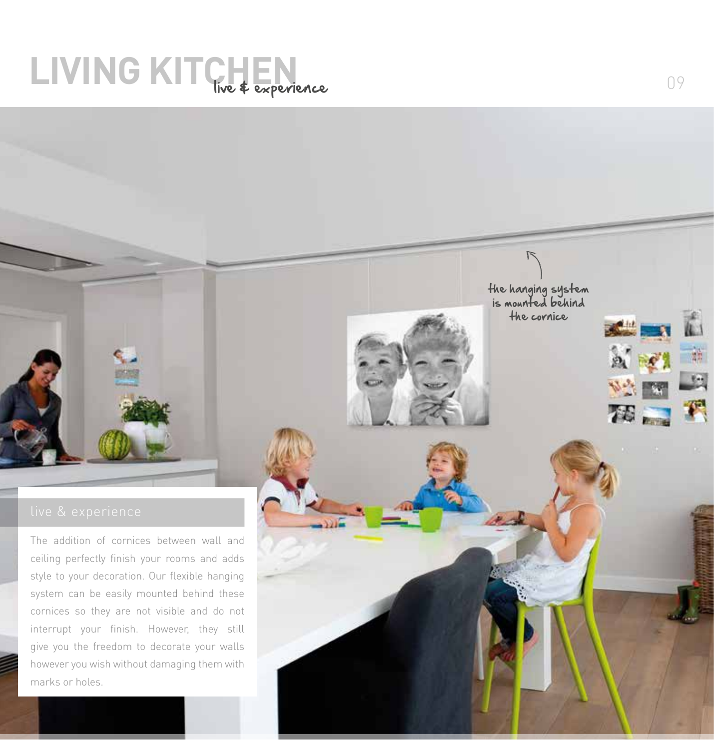# LIVING KITCHEN

*live & experience*

the hanging system is mounted behind the cornice

## live & experience

The addition of cornices between wall and ceiling perfectly finish your rooms and adds style to your decoration. Our flexible hanging system can be easily mounted behind these cornices so they are not visible and do not interrupt your finish. However, they still give you the freedom to decorate your walls however you wish without damaging them with marks or holes.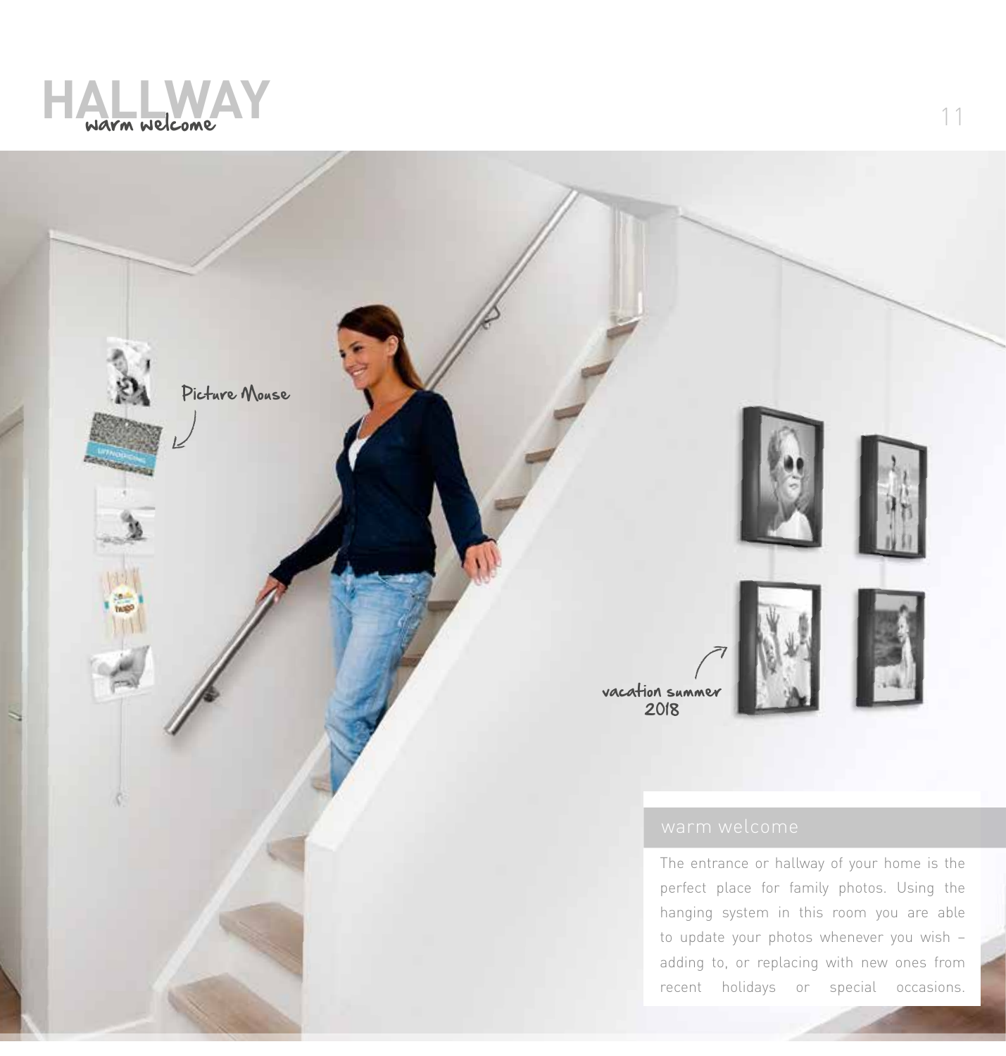# HALLWAY

warm welcome

Picture Mouse

vacation summer 2018

## warm welcome

The entrance or hallway of your home is the perfect place for family photos. Using the hanging system in this room you are able to update your photos whenever you wish – adding to, or replacing with new ones from recent holidays or special occasions.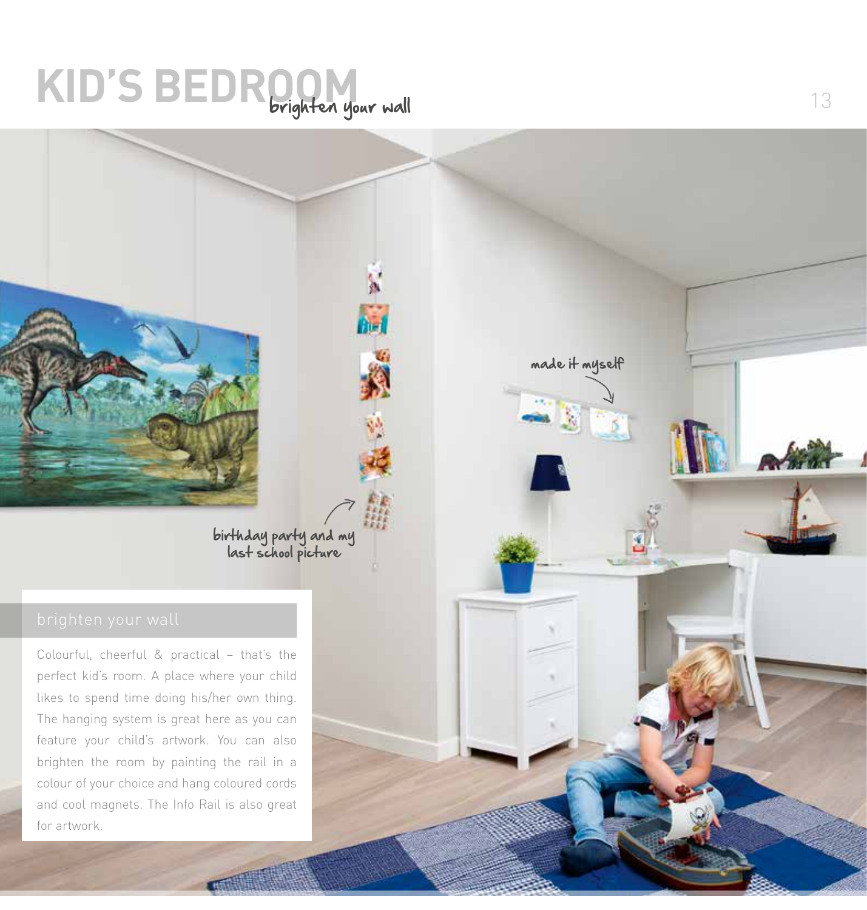# KID'S BEDROOM

brighten your wall

made it myself

birthday party and my last school picture

## brighten your wall

Colourful, cheerful & practical – that's the perfect kid's room. A place where your child likes to spend time doing his/her own thing. The hanging system is great here as you can feature your child's artwork. You can also brighten the room by painting the rail in a colour of your choice and hang coloured cords and cool magnets. The Info Rail is also great for artwork.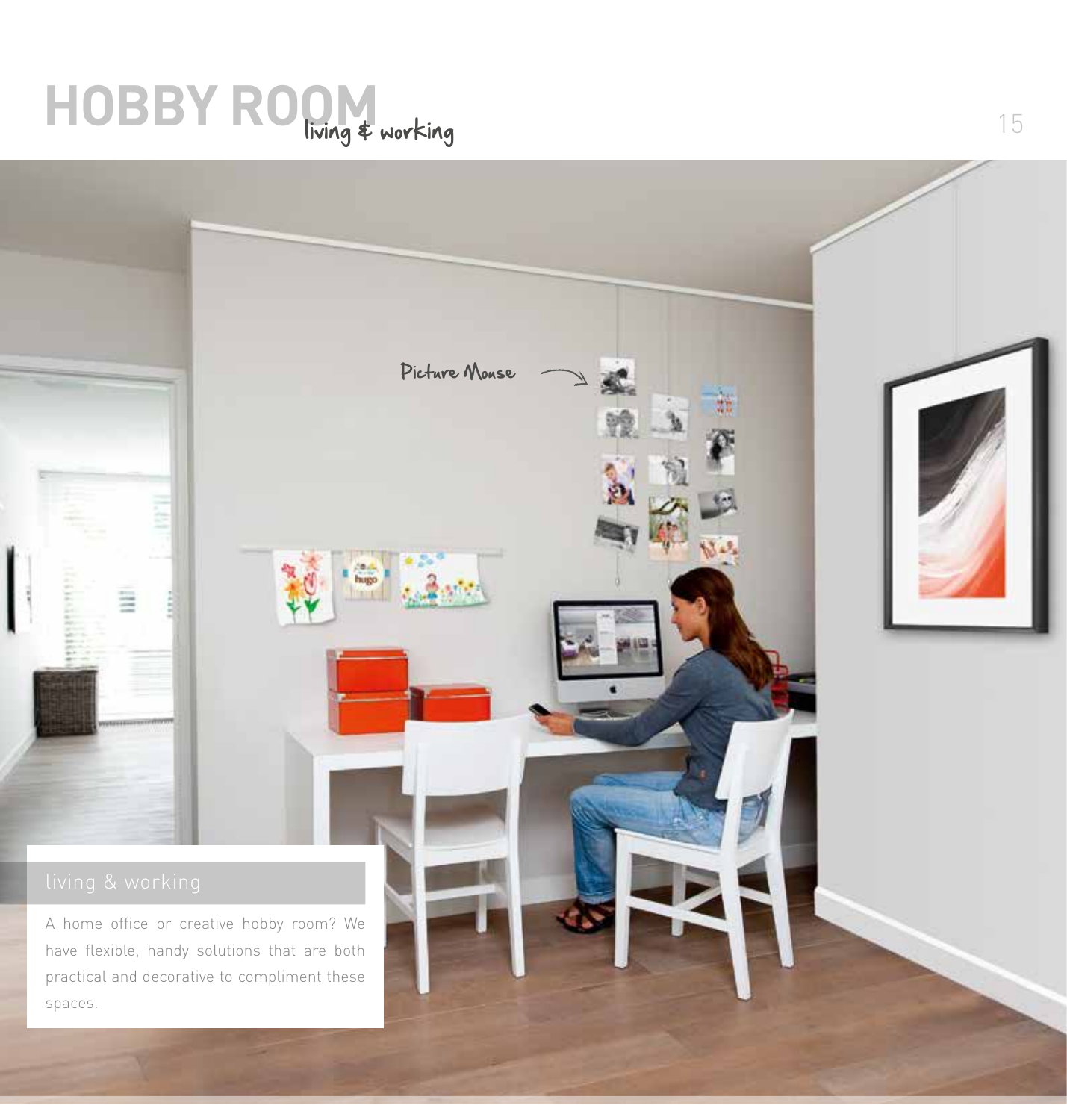# HOBBY ROOM living & working

Picture Mouse

## living & working

A home office or creative hobby room? We have flexible, handy solutions that are both practical and decorative to compliment these spaces.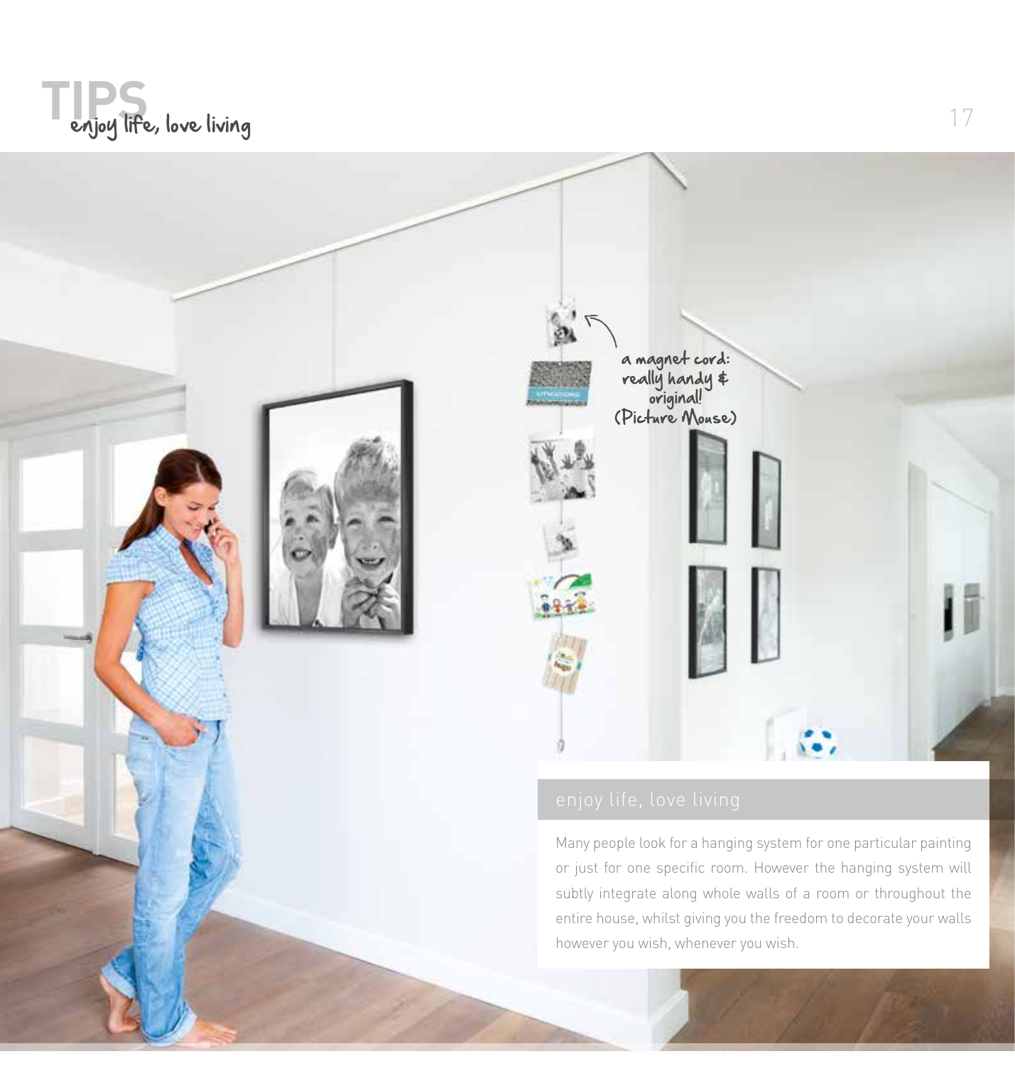# TIPS
## enjoy life, love living

a magnet cord: really handy & original! (Picture Mouse)

### enjoy life, love living

Many people look for a hanging system for one particular painting or just for one specific room. However the hanging system will subtly integrate along whole walls of a room or throughout the entire house, whilst giving you the freedom to decorate your walls however you wish, whenever you wish.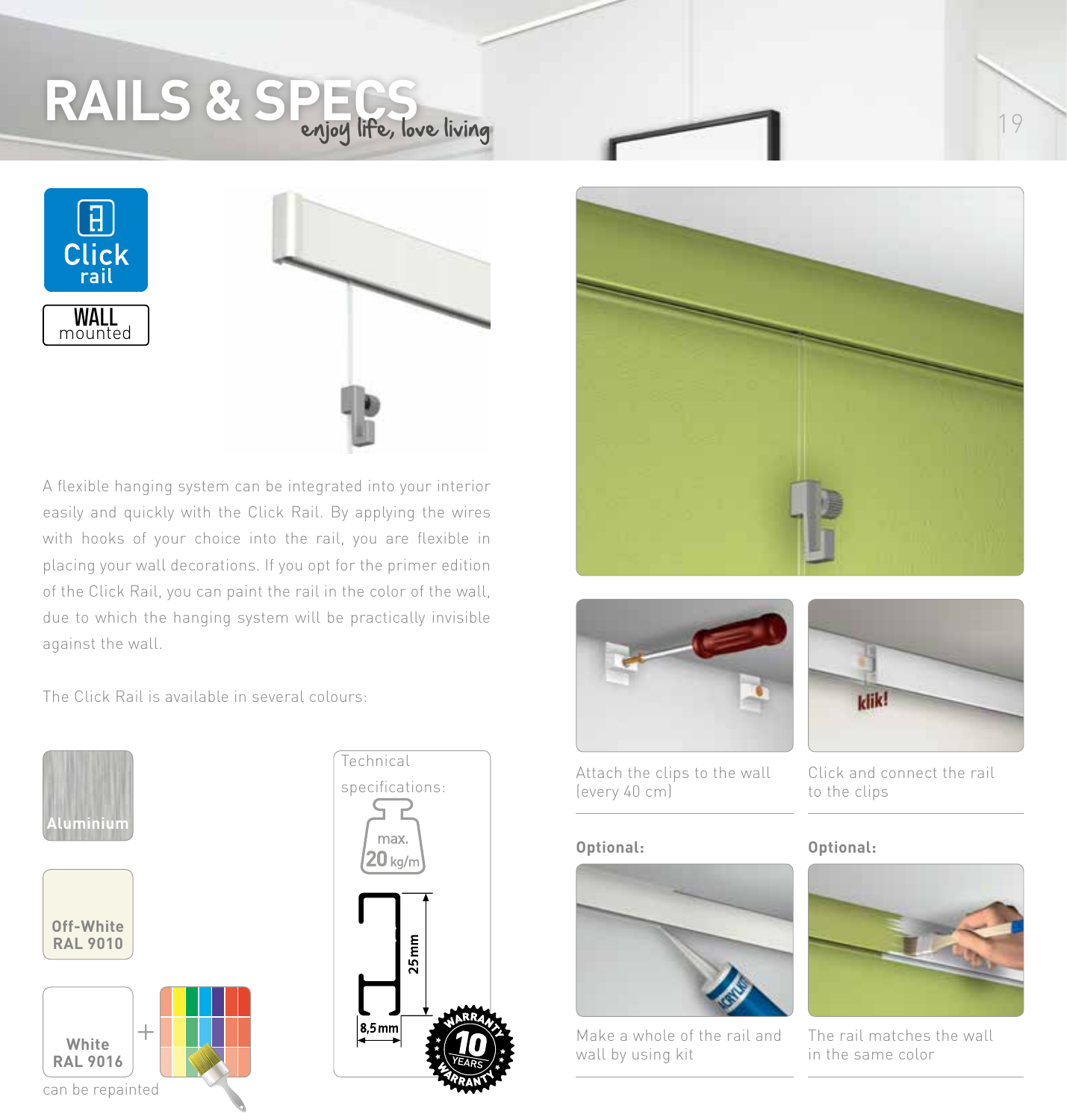# RAILS & SPECS

*enjoy life, love living*

**Click rail**

**WALL mounted**

A flexible hanging system can be integrated into your interior easily and quickly with the Click Rail. By applying the wires with hooks of your choice into the rail, you are flexible in placing your wall decorations. If you opt for the primer edition of the Click Rail, you can paint the rail in the color of the wall, due to which the hanging system will be practically invisible against the wall.

The Click Rail is available in several colours:

- Aluminium
- Off-White RAL 9010
- White RAL 9016 + can be repainted

Technical specifications:

- max. 20 kg/m
- 25 mm
- 8,5 mm
- 10 YEARS WARRANTY

Attach the clips to the wall (every 40 cm)

Click and connect the rail to the clips

**Optional:**

Make a whole of the rail and wall by using kit

**Optional:**

The rail matches the wall in the same color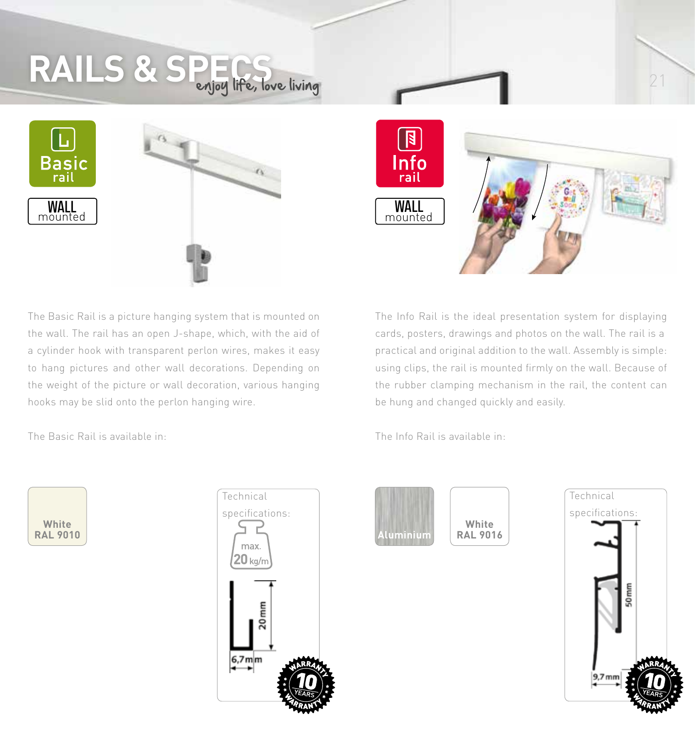# RAILS & SPECS

enjoy life, love living

## Basic rail

WALL mounted

The Basic Rail is a picture hanging system that is mounted on the wall. The rail has an open J-shape, which, with the aid of a cylinder hook with transparent perlon wires, makes it easy to hang pictures and other wall decorations. Depending on the weight of the picture or wall decoration, various hanging hooks may be slid onto the perlon hanging wire.

The Basic Rail is available in:

- White RAL 9010

Technical specifications:

- max. 20 kg/m
- 20 mm
- 6,7 mm
- 10 YEARS WARRANTY

## Info rail

WALL mounted

The Info Rail is the ideal presentation system for displaying cards, posters, drawings and photos on the wall. The rail is a practical and original addition to the wall. Assembly is simple: using clips, the rail is mounted firmly on the wall. Because of the rubber clamping mechanism in the rail, the content can be hung and changed quickly and easily.

The Info Rail is available in:

- Aluminium
- White RAL 9016

Technical specifications:

- 50 mm
- 9,7 mm
- 10 YEARS WARRANTY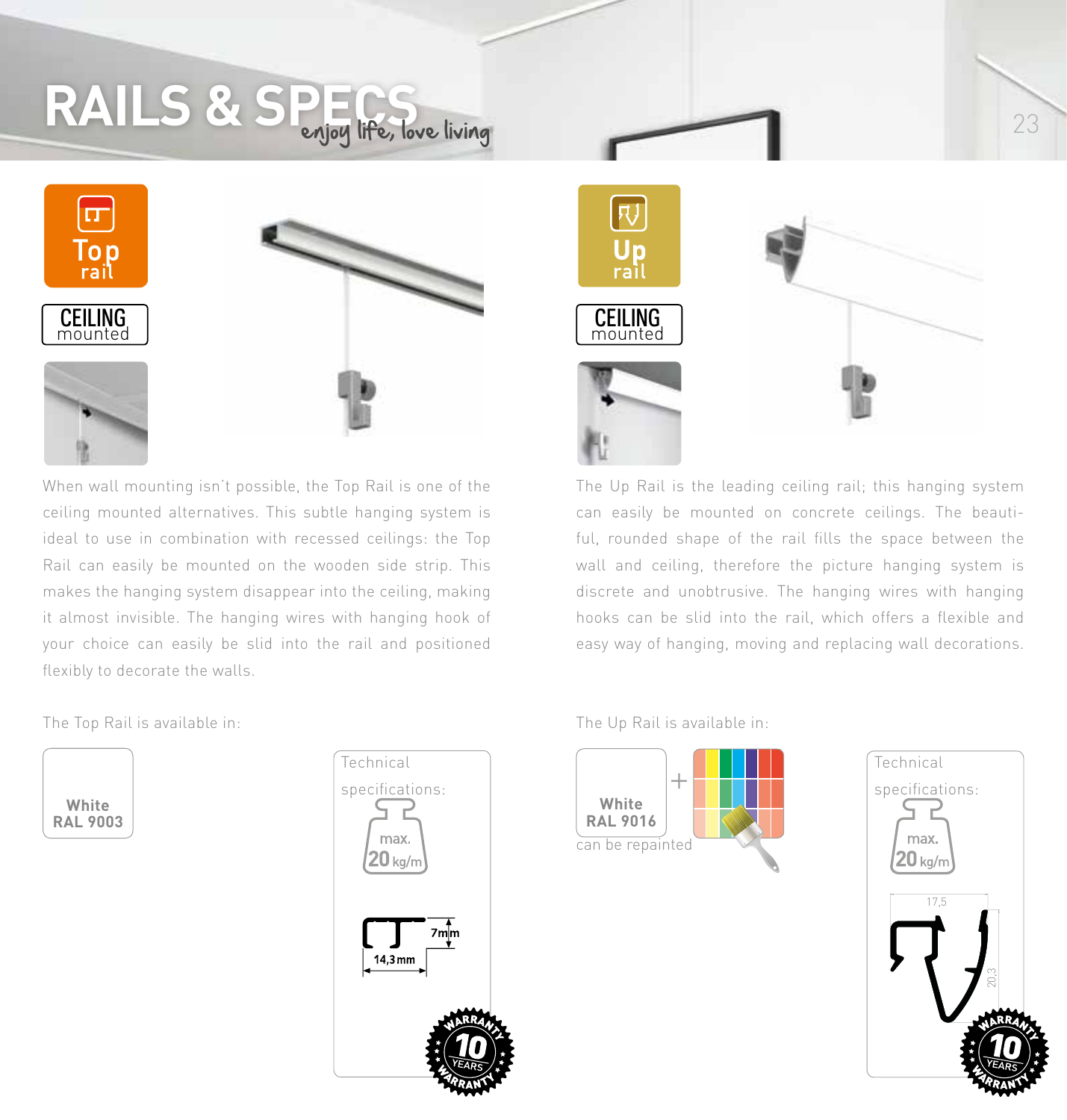# RAILS & SPECS

*enjoy life, love living*

## Top rail

CEILING mounted

When wall mounting isn't possible, the Top Rail is one of the ceiling mounted alternatives. This subtle hanging system is ideal to use in combination with recessed ceilings: the Top Rail can easily be mounted on the wooden side strip. This makes the hanging system disappear into the ceiling, making it almost invisible. The hanging wires with hanging hook of your choice can easily be slid into the rail and positioned flexibly to decorate the walls.

The Top Rail is available in:

**White RAL 9003**

Technical specifications:

max. 20 kg/m

7mm

14,3mm

10 YEARS WARRANTY

## Up rail

CEILING mounted

The Up Rail is the leading ceiling rail; this hanging system can easily be mounted on concrete ceilings. The beautiful, rounded shape of the rail fills the space between the wall and ceiling, therefore the picture hanging system is discrete and unobtrusive. The hanging wires with hanging hooks can be slid into the rail, which offers a flexible and easy way of hanging, moving and replacing wall decorations.

The Up Rail is available in:

**White RAL 9016** +

can be repainted

Technical specifications:

max. 20 kg/m

17,5

20,3

10 YEARS WARRANTY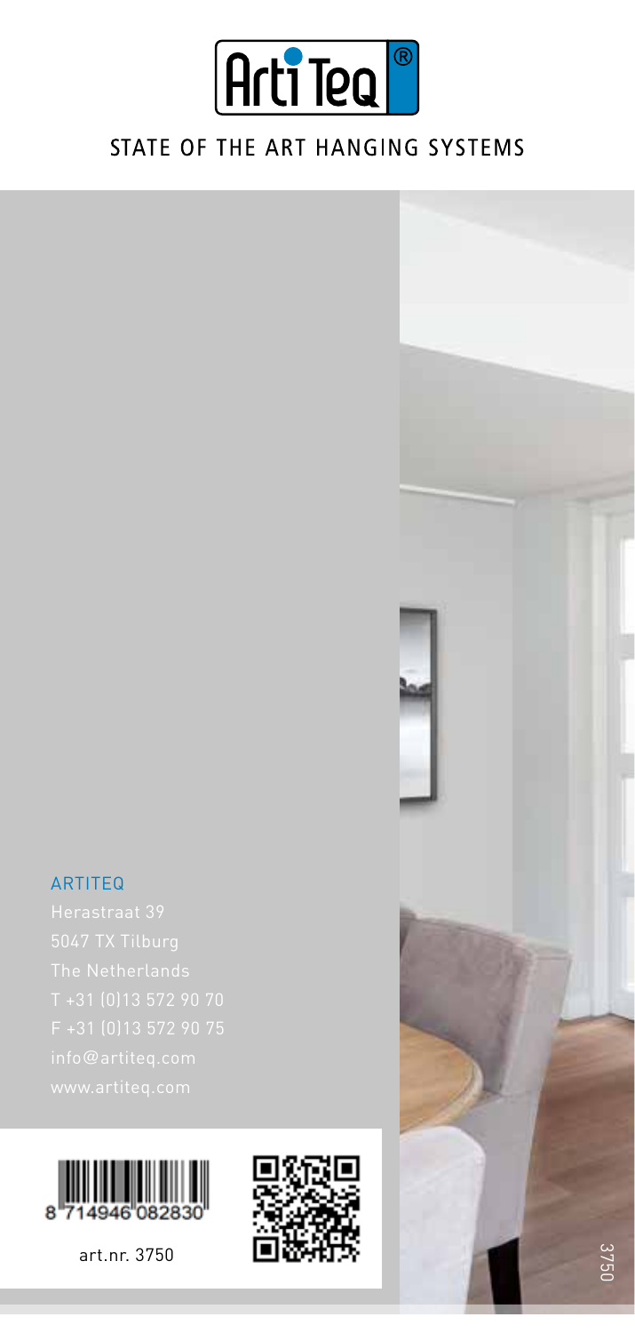# Arti Teq®

STATE OF THE ART HANGING SYSTEMS

ARTITEQ

Herastraat 39
5047 TX Tilburg
The Netherlands
T +31 (0)13 572 90 70
F +31 (0)13 572 90 75
info@artiteq.com
www.artiteq.com

8 714946 082830

art.nr. 3750

3750